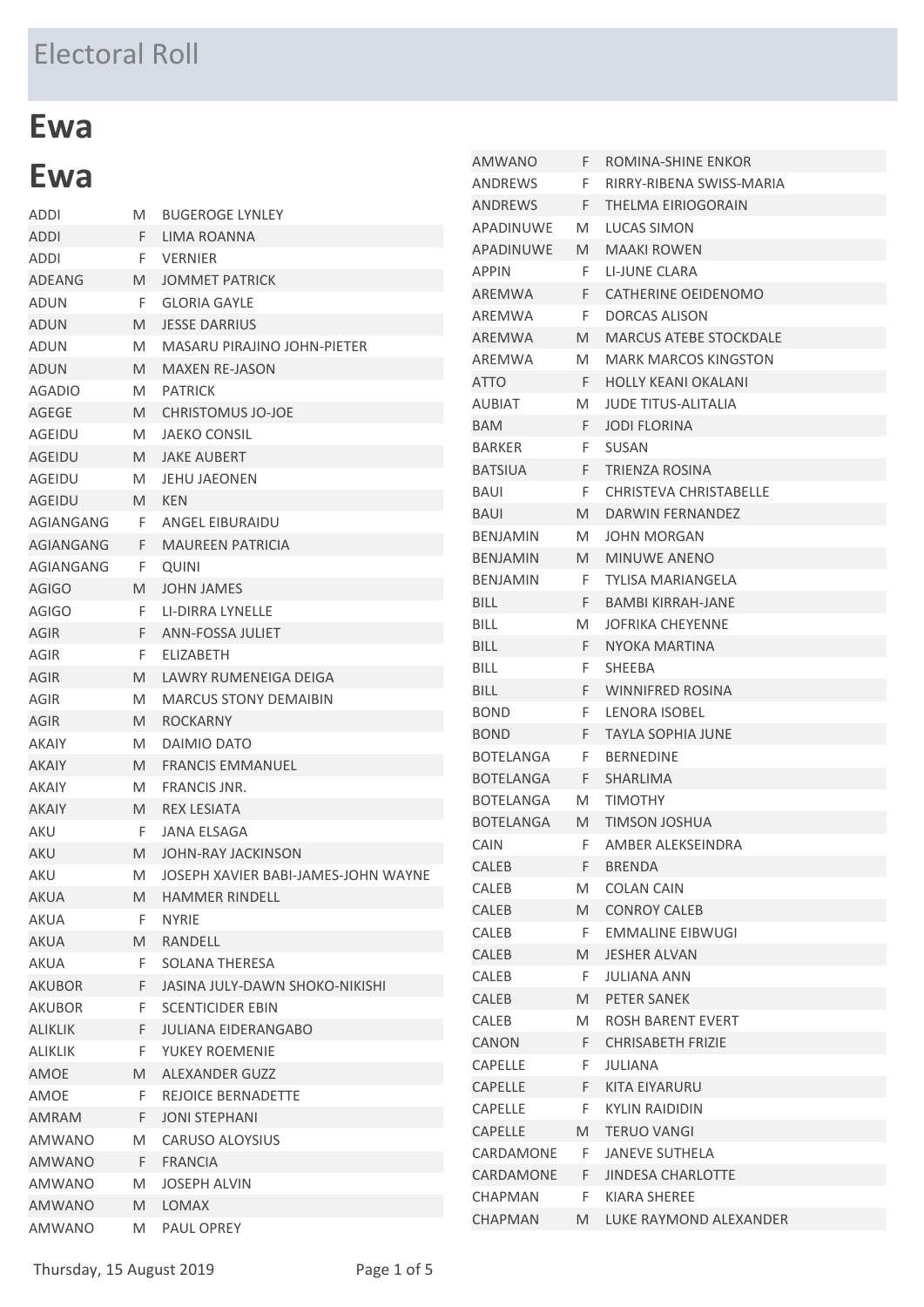# Electoral Roll

## Ewa

## Ewa

| Surname | Sex | Given Names |
|---|---|---|
| ADDI | M | BUGEROGE LYNLEY |
| ADDI | F | LIMA ROANNA |
| ADDI | F | VERNIER |
| ADEANG | M | JOMMET PATRICK |
| ADUN | F | GLORIA GAYLE |
| ADUN | M | JESSE DARRIUS |
| ADUN | M | MASARU PIRAJINO JOHN-PIETER |
| ADUN | M | MAXEN RE-JASON |
| AGADIO | M | PATRICK |
| AGEGE | M | CHRISTOMUS JO-JOE |
| AGEIDU | M | JAEKO CONSIL |
| AGEIDU | M | JAKE AUBERT |
| AGEIDU | M | JEHU JAEONEN |
| AGEIDU | M | KEN |
| AGIANGANG | F | ANGEL EIBURAIDU |
| AGIANGANG | F | MAUREEN PATRICIA |
| AGIANGANG | F | QUINI |
| AGIGO | M | JOHN JAMES |
| AGIGO | F | LI-DIRRA LYNELLE |
| AGIR | F | ANN-FOSSA JULIET |
| AGIR | F | ELIZABETH |
| AGIR | M | LAWRY RUMENEIGA DEIGA |
| AGIR | M | MARCUS STONY DEMAIBIN |
| AGIR | M | ROCKARNY |
| AKAIY | M | DAIMIO DATO |
| AKAIY | M | FRANCIS EMMANUEL |
| AKAIY | M | FRANCIS JNR. |
| AKAIY | M | REX LESIATA |
| AKU | F | JANA ELSAGA |
| AKU | M | JOHN-RAY JACKINSON |
| AKU | M | JOSEPH XAVIER BABI-JAMES-JOHN WAYNE |
| AKUA | M | HAMMER RINDELL |
| AKUA | F | NYRIE |
| AKUA | M | RANDELL |
| AKUA | F | SOLANA THERESA |
| AKUBOR | F | JASINA JULY-DAWN SHOKO-NIKISHI |
| AKUBOR | F | SCENTICIDER EBIN |
| ALIKLIK | F | JULIANA EIDERANGABO |
| ALIKLIK | F | YUKEY ROEMENIE |
| AMOE | M | ALEXANDER GUZZ |
| AMOE | F | REJOICE BERNADETTE |
| AMRAM | F | JONI STEPHANI |
| AMWANO | M | CARUSO ALOYSIUS |
| AMWANO | F | FRANCIA |
| AMWANO | M | JOSEPH ALVIN |
| AMWANO | M | LOMAX |
| AMWANO | M | PAUL OPREY |
| AMWANO | F | ROMINA-SHINE ENKOR |
| ANDREWS | F | RIRRY-RIBENA SWISS-MARIA |
| ANDREWS | F | THELMA EIRIOGORAIN |
| APADINUWE | M | LUCAS SIMON |
| APADINUWE | M | MAAKI ROWEN |
| APPIN | F | LI-JUNE CLARA |
| AREMWA | F | CATHERINE OEIDENOMO |
| AREMWA | F | DORCAS ALISON |
| AREMWA | M | MARCUS ATEBE STOCKDALE |
| AREMWA | M | MARK MARCOS KINGSTON |
| ATTO | F | HOLLY KEANI OKALANI |
| AUBIAT | M | JUDE TITUS-ALITALIA |
| BAM | F | JODI FLORINA |
| BARKER | F | SUSAN |
| BATSIUA | F | TRIENZA ROSINA |
| BAUI | F | CHRISTEVA CHRISTABELLE |
| BAUI | M | DARWIN FERNANDEZ |
| BENJAMIN | M | JOHN MORGAN |
| BENJAMIN | M | MINUWE ANENO |
| BENJAMIN | F | TYLISA MARIANGELA |
| BILL | F | BAMBI KIRRAH-JANE |
| BILL | M | JOFRIKA CHEYENNE |
| BILL | F | NYOKA MARTINA |
| BILL | F | SHEEBA |
| BILL | F | WINNIFRED ROSINA |
| BOND | F | LENORA ISOBEL |
| BOND | F | TAYLA SOPHIA JUNE |
| BOTELANGA | F | BERNEDINE |
| BOTELANGA | F | SHARLIMA |
| BOTELANGA | M | TIMOTHY |
| BOTELANGA | M | TIMSON JOSHUA |
| CAIN | F | AMBER ALEKSEINDRA |
| CALEB | F | BRENDA |
| CALEB | M | COLAN CAIN |
| CALEB | M | CONROY CALEB |
| CALEB | F | EMMALINE EIBWUGI |
| CALEB | M | JESHER ALVAN |
| CALEB | F | JULIANA ANN |
| CALEB | M | PETER SANEK |
| CALEB | M | ROSH BARENT EVERT |
| CANON | F | CHRISABETH FRIZIE |
| CAPELLE | F | JULIANA |
| CAPELLE | F | KITA EIYARURU |
| CAPELLE | F | KYLIN RAIDIDIN |
| CAPELLE | M | TERUO VANGI |
| CARDAMONE | F | JANEVE SUTHELA |
| CARDAMONE | F | JINDESA CHARLOTTE |
| CHAPMAN | F | KIARA SHEREE |
| CHAPMAN | M | LUKE RAYMOND ALEXANDER |

Thursday, 15 August 2019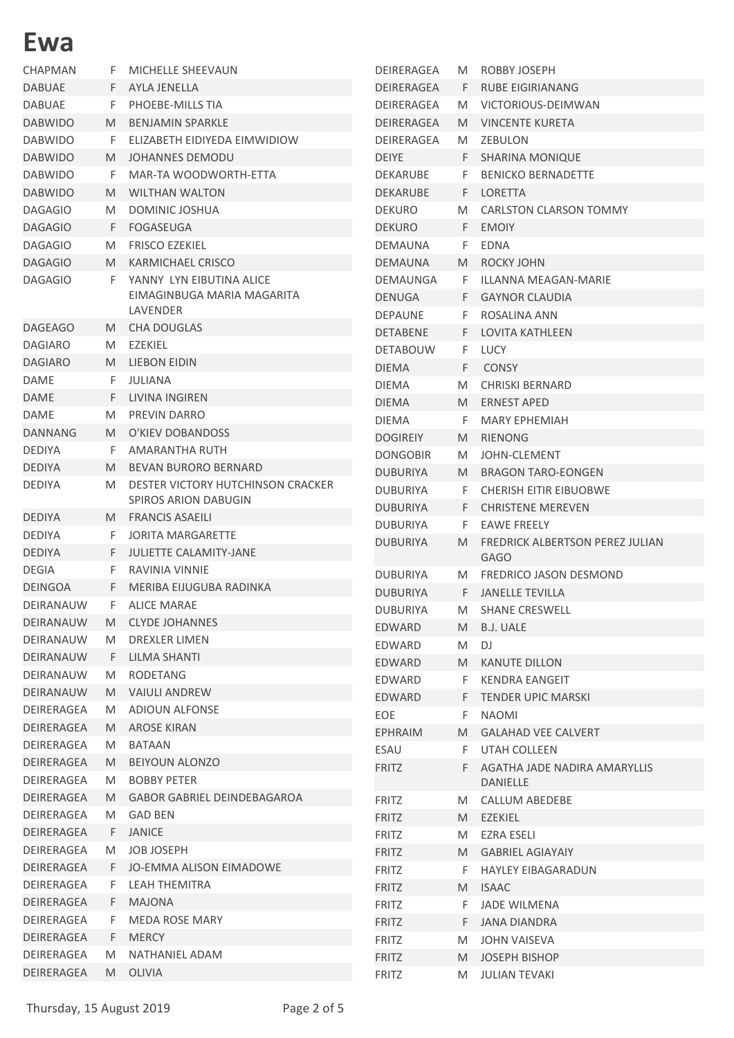# Ewa

| Surname | Sex | Given Names |
|---|---|---|
| CHAPMAN | F | MICHELLE SHEEVAUN |
| DABUAE | F | AYLA JENELLA |
| DABUAE | F | PHOEBE-MILLS TIA |
| DABWIDO | M | BENJAMIN SPARKLE |
| DABWIDO | F | ELIZABETH EIDIYEDA EIMWIDIOW |
| DABWIDO | M | JOHANNES DEMODU |
| DABWIDO | F | MAR-TA WOODWORTH-ETTA |
| DABWIDO | M | WILTHAN WALTON |
| DAGAGIO | M | DOMINIC JOSHUA |
| DAGAGIO | F | FOGASEUGA |
| DAGAGIO | M | FRISCO EZEKIEL |
| DAGAGIO | M | KARMICHAEL CRISCO |
| DAGAGIO | F | YANNY LYN EIBUTINA ALICE EIMAGINBUGA MARIA MAGARITA LAVENDER |
| DAGEAGO | M | CHA DOUGLAS |
| DAGIARO | M | EZEKIEL |
| DAGIARO | M | LIEBON EIDIN |
| DAME | F | JULIANA |
| DAME | F | LIVINA INGIREN |
| DAME | M | PREVIN DARRO |
| DANNANG | M | O'KIEV DOBANDOSS |
| DEDIYA | F | AMARANTHA RUTH |
| DEDIYA | M | BEVAN BURORO BERNARD |
| DEDIYA | M | DESTER VICTORY HUTCHINSON CRACKER SPIROS ARION DABUGIN |
| DEDIYA | M | FRANCIS ASAEILI |
| DEDIYA | F | JORITA MARGARETTE |
| DEDIYA | F | JULIETTE CALAMITY-JANE |
| DEGIA | F | RAVINIA VINNIE |
| DEINGOA | F | MERIBA EIJUGUBA RADINKA |
| DEIRANAUW | F | ALICE MARAE |
| DEIRANAUW | M | CLYDE JOHANNES |
| DEIRANAUW | M | DREXLER LIMEN |
| DEIRANAUW | F | LILMA SHANTI |
| DEIRANAUW | M | RODETANG |
| DEIRANAUW | M | VAIULI ANDREW |
| DEIRERAGEA | M | ADIOUN ALFONSE |
| DEIRERAGEA | M | AROSE KIRAN |
| DEIRERAGEA | M | BATAAN |
| DEIRERAGEA | M | BEIYOUN ALONZO |
| DEIRERAGEA | M | BOBBY PETER |
| DEIRERAGEA | M | GABOR GABRIEL DEINDEBAGAROA |
| DEIRERAGEA | M | GAD BEN |
| DEIRERAGEA | F | JANICE |
| DEIRERAGEA | M | JOB JOSEPH |
| DEIRERAGEA | F | JO-EMMA ALISON EIMADOWE |
| DEIRERAGEA | F | LEAH THEMITRA |
| DEIRERAGEA | F | MAJONA |
| DEIRERAGEA | F | MEDA ROSE MARY |
| DEIRERAGEA | F | MERCY |
| DEIRERAGEA | M | NATHANIEL ADAM |
| DEIRERAGEA | M | OLIVIA |
| DEIRERAGEA | M | ROBBY JOSEPH |
| DEIRERAGEA | F | RUBE EIGIRIANANG |
| DEIRERAGEA | M | VICTORIOUS-DEIMWAN |
| DEIRERAGEA | M | VINCENTE KURETA |
| DEIRERAGEA | M | ZEBULON |
| DEIYE | F | SHARINA MONIQUE |
| DEKARUBE | F | BENICKO BERNADETTE |
| DEKARUBE | F | LORETTA |
| DEKURO | M | CARLSTON CLARSON TOMMY |
| DEKURO | F | EMOIY |
| DEMAUNA | F | EDNA |
| DEMAUNA | M | ROCKY JOHN |
| DEMAUNGA | F | ILLANNA MEAGAN-MARIE |
| DENUGA | F | GAYNOR CLAUDIA |
| DEPAUNE | F | ROSALINA ANN |
| DETABENE | F | LOVITA KATHLEEN |
| DETABOUW | F | LUCY |
| DIEMA | F | CONSY |
| DIEMA | M | CHRISKI BERNARD |
| DIEMA | M | ERNEST APED |
| DIEMA | F | MARY EPHEMIAH |
| DOGIREIY | M | RIENONG |
| DONGOBIR | M | JOHN-CLEMENT |
| DUBURIYA | M | BRAGON TARO-EONGEN |
| DUBURIYA | F | CHERISH EITIR EIBUOBWE |
| DUBURIYA | F | CHRISTENE MEREVEN |
| DUBURIYA | F | EAWE FREELY |
| DUBURIYA | M | FREDRICK ALBERTSON PEREZ JULIAN GAGO |
| DUBURIYA | M | FREDRICO JASON DESMOND |
| DUBURIYA | F | JANELLE TEVILLA |
| DUBURIYA | M | SHANE CRESWELL |
| EDWARD | M | B.J. UALE |
| EDWARD | M | DJ |
| EDWARD | M | KANUTE DILLON |
| EDWARD | F | KENDRA EANGEIT |
| EDWARD | F | TENDER UPIC MARSKI |
| EOE | F | NAOMI |
| EPHRAIM | M | GALAHAD VEE CALVERT |
| ESAU | F | UTAH COLLEEN |
| FRITZ | F | AGATHA JADE NADIRA AMARYLLIS DANIELLE |
| FRITZ | M | CALLUM ABEDEBE |
| FRITZ | M | EZEKIEL |
| FRITZ | M | EZRA ESELI |
| FRITZ | M | GABRIEL AGIAYAIY |
| FRITZ | F | HAYLEY EIBAGARADUN |
| FRITZ | M | ISAAC |
| FRITZ | F | JADE WILMENA |
| FRITZ | F | JANA DIANDRA |
| FRITZ | M | JOHN VAISEVA |
| FRITZ | M | JOSEPH BISHOP |
| FRITZ | M | JULIAN TEVAKI |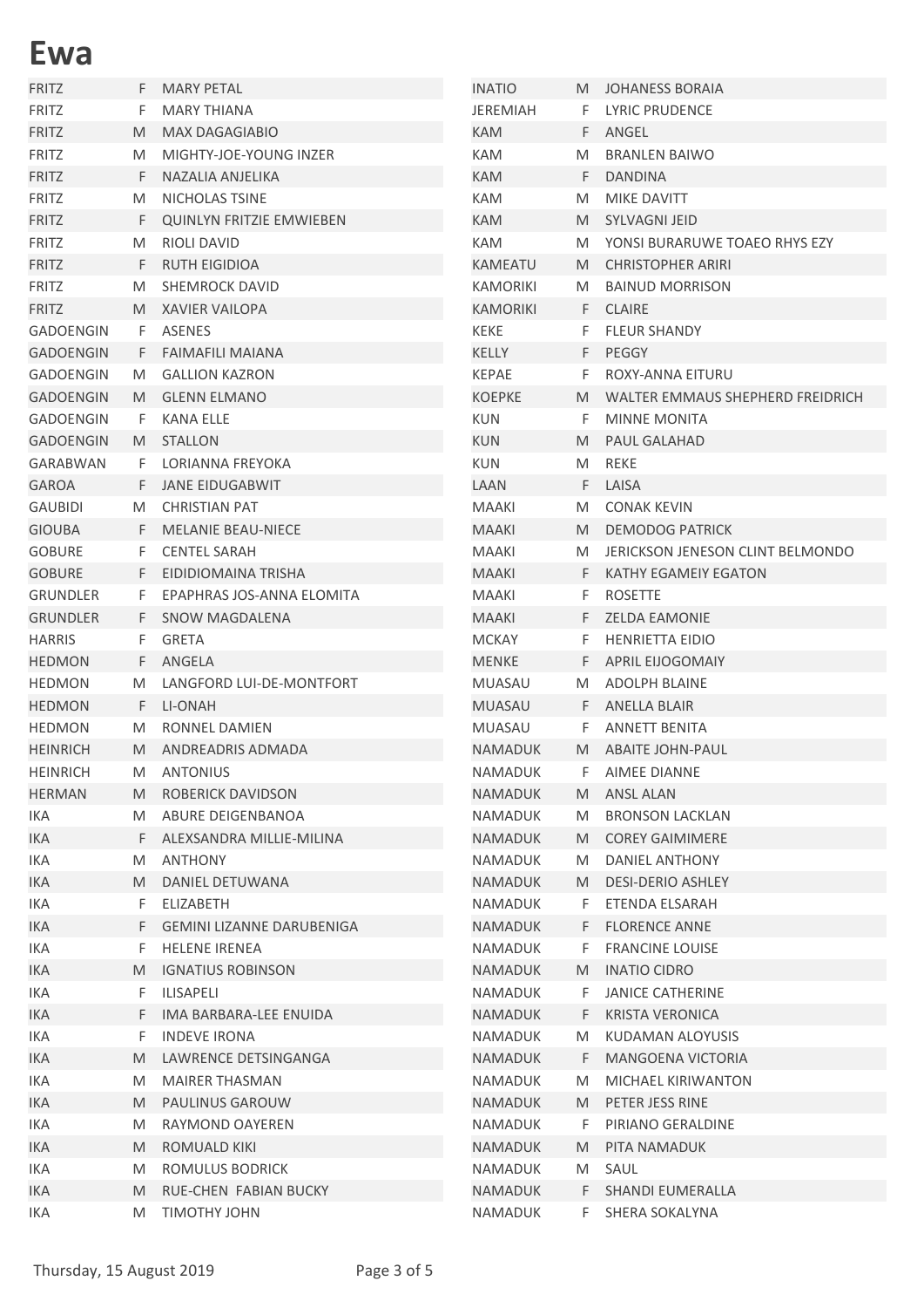# Ewa

| Surname | Sex | Given Names |
|---|---|---|
| FRITZ | F | MARY PETAL |
| FRITZ | F | MARY THIANA |
| FRITZ | M | MAX DAGAGIABIO |
| FRITZ | M | MIGHTY-JOE-YOUNG INZER |
| FRITZ | F | NAZALIA ANJELIKA |
| FRITZ | M | NICHOLAS TSINE |
| FRITZ | F | QUINLYN FRITZIE EMWIEBEN |
| FRITZ | M | RIOLI DAVID |
| FRITZ | F | RUTH EIGIDIOA |
| FRITZ | M | SHEMROCK DAVID |
| FRITZ | M | XAVIER VAILOPA |
| GADOENGIN | F | ASENES |
| GADOENGIN | F | FAIMAFILI MAIANA |
| GADOENGIN | M | GALLION KAZRON |
| GADOENGIN | M | GLENN ELMANO |
| GADOENGIN | F | KANA ELLE |
| GADOENGIN | M | STALLON |
| GARABWAN | F | LORIANNA FREYOKA |
| GAROA | F | JANE EIDUGABWIT |
| GAUBIDI | M | CHRISTIAN PAT |
| GIOUBA | F | MELANIE BEAU-NIECE |
| GOBURE | F | CENTEL SARAH |
| GOBURE | F | EIDIDIOMAINA TRISHA |
| GRUNDLER | F | EPAPHRAS JOS-ANNA ELOMITA |
| GRUNDLER | F | SNOW MAGDALENA |
| HARRIS | F | GRETA |
| HEDMON | F | ANGELA |
| HEDMON | M | LANGFORD LUI-DE-MONTFORT |
| HEDMON | F | LI-ONAH |
| HEDMON | M | RONNEL DAMIEN |
| HEINRICH | M | ANDREADRIS ADMADA |
| HEINRICH | M | ANTONIUS |
| HERMAN | M | ROBERICK DAVIDSON |
| IKA | M | ABURE DEIGENBANOA |
| IKA | F | ALEXSANDRA MILLIE-MILINA |
| IKA | M | ANTHONY |
| IKA | M | DANIEL DETUWANA |
| IKA | F | ELIZABETH |
| IKA | F | GEMINI LIZANNE DARUBENIGA |
| IKA | F | HELENE IRENEA |
| IKA | M | IGNATIUS ROBINSON |
| IKA | F | ILISAPELI |
| IKA | F | IMA BARBARA-LEE ENUIDA |
| IKA | F | INDEVE IRONA |
| IKA | M | LAWRENCE DETSINGANGA |
| IKA | M | MAIRER THASMAN |
| IKA | M | PAULINUS GAROUW |
| IKA | M | RAYMOND OAYEREN |
| IKA | M | ROMUALD KIKI |
| IKA | M | ROMULUS BODRICK |
| IKA | M | RUE-CHEN FABIAN BUCKY |
| IKA | M | TIMOTHY JOHN |
| INATIO | M | JOHANESS BORAIA |
| JEREMIAH | F | LYRIC PRUDENCE |
| KAM | F | ANGEL |
| KAM | M | BRANLEN BAIWO |
| KAM | F | DANDINA |
| KAM | M | MIKE DAVITT |
| KAM | M | SYLVAGNI JEID |
| KAM | M | YONSI BURARUWE TOAEO RHYS EZY |
| KAMEATU | M | CHRISTOPHER ARIRI |
| KAMORIKI | M | BAINUD MORRISON |
| KAMORIKI | F | CLAIRE |
| KEKE | F | FLEUR SHANDY |
| KELLY | F | PEGGY |
| KEPAE | F | ROXY-ANNA EITURU |
| KOEPKE | M | WALTER EMMAUS SHEPHERD FREIDRICH |
| KUN | F | MINNE MONITA |
| KUN | M | PAUL GALAHAD |
| KUN | M | REKE |
| LAAN | F | LAISA |
| MAAKI | M | CONAK KEVIN |
| MAAKI | M | DEMODOG PATRICK |
| MAAKI | M | JERICKSON JENESON CLINT BELMONDO |
| MAAKI | F | KATHY EGAMEIY EGATON |
| MAAKI | F | ROSETTE |
| MAAKI | F | ZELDA EAMONIE |
| MCKAY | F | HENRIETTA EIDIO |
| MENKE | F | APRIL EIJOGOMAIY |
| MUASAU | M | ADOLPH BLAINE |
| MUASAU | F | ANELLA BLAIR |
| MUASAU | F | ANNETT BENITA |
| NAMADUK | M | ABAITE JOHN-PAUL |
| NAMADUK | F | AIMEE DIANNE |
| NAMADUK | M | ANSL ALAN |
| NAMADUK | M | BRONSON LACKLAN |
| NAMADUK | M | COREY GAIMIMERE |
| NAMADUK | M | DANIEL ANTHONY |
| NAMADUK | M | DESI-DERIO ASHLEY |
| NAMADUK | F | ETENDA ELSARAH |
| NAMADUK | F | FLORENCE ANNE |
| NAMADUK | F | FRANCINE LOUISE |
| NAMADUK | M | INATIO CIDRO |
| NAMADUK | F | JANICE CATHERINE |
| NAMADUK | F | KRISTA VERONICA |
| NAMADUK | M | KUDAMAN ALOYUSIS |
| NAMADUK | F | MANGOENA VICTORIA |
| NAMADUK | M | MICHAEL KIRIWANTON |
| NAMADUK | M | PETER JESS RINE |
| NAMADUK | F | PIRIANO GERALDINE |
| NAMADUK | M | PITA NAMADUK |
| NAMADUK | M | SAUL |
| NAMADUK | F | SHANDI EUMERALLA |
| NAMADUK | F | SHERA SOKALYNA |

Thursday, 15 August 2019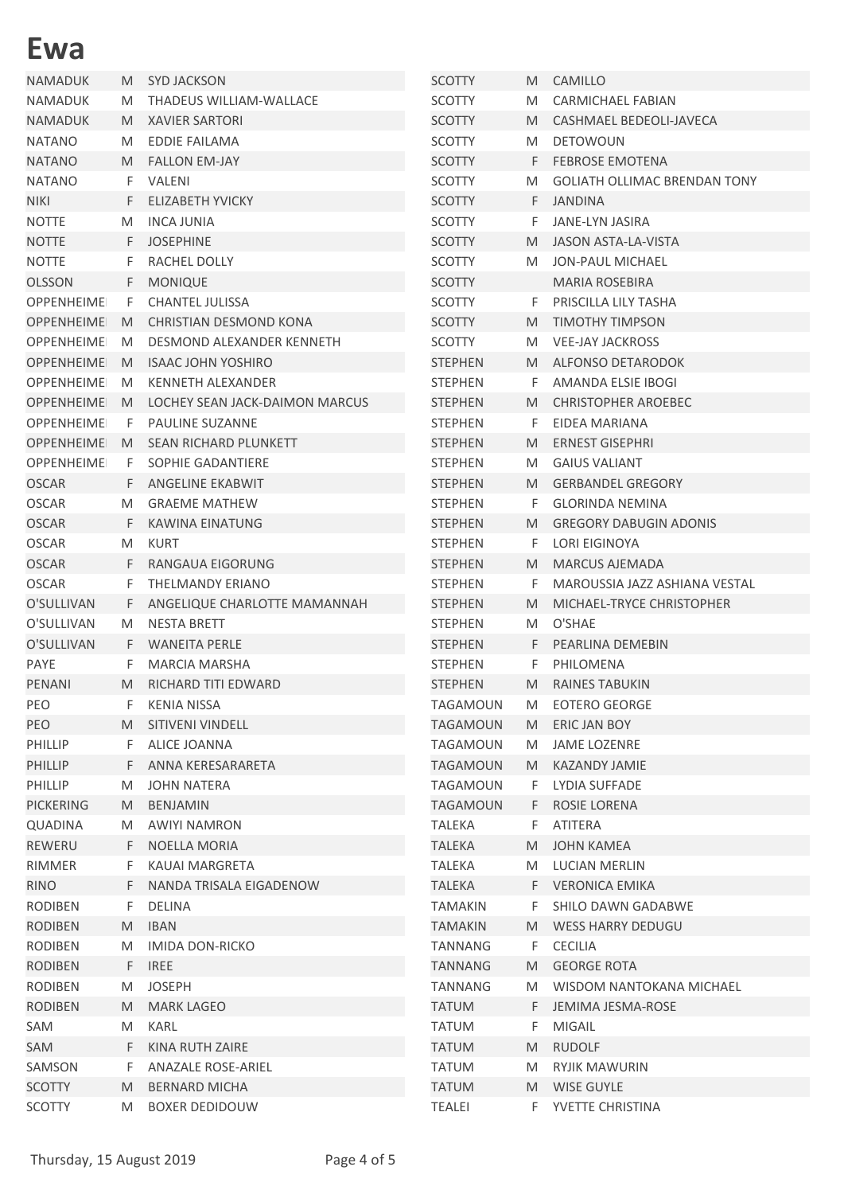# Ewa

| Surname | Sex | Given Names |
|---|---|---|
| NAMADUK | M | SYD JACKSON |
| NAMADUK | M | THADEUS WILLIAM-WALLACE |
| NAMADUK | M | XAVIER SARTORI |
| NATANO | M | EDDIE FAILAMA |
| NATANO | M | FALLON EM-JAY |
| NATANO | F | VALENI |
| NIKI | F | ELIZABETH YVICKY |
| NOTTE | M | INCA JUNIA |
| NOTTE | F | JOSEPHINE |
| NOTTE | F | RACHEL DOLLY |
| OLSSON | F | MONIQUE |
| OPPENHEIMEI | F | CHANTEL JULISSA |
| OPPENHEIMEI | M | CHRISTIAN DESMOND KONA |
| OPPENHEIMEI | M | DESMOND ALEXANDER KENNETH |
| OPPENHEIMEI | M | ISAAC JOHN YOSHIRO |
| OPPENHEIMEI | M | KENNETH ALEXANDER |
| OPPENHEIMEI | M | LOCHEY SEAN JACK-DAIMON MARCUS |
| OPPENHEIMEI | F | PAULINE SUZANNE |
| OPPENHEIMEI | M | SEAN RICHARD PLUNKETT |
| OPPENHEIMEI | F | SOPHIE GADANTIERE |
| OSCAR | F | ANGELINE EKABWIT |
| OSCAR | M | GRAEME MATHEW |
| OSCAR | F | KAWINA EINATUNG |
| OSCAR | M | KURT |
| OSCAR | F | RANGAUA EIGORUNG |
| OSCAR | F | THELMANDY ERIANO |
| O'SULLIVAN | F | ANGELIQUE CHARLOTTE MAMANNAH |
| O'SULLIVAN | M | NESTA BRETT |
| O'SULLIVAN | F | WANEITA PERLE |
| PAYE | F | MARCIA MARSHA |
| PENANI | M | RICHARD TITI EDWARD |
| PEO | F | KENIA NISSA |
| PEO | M | SITIVENI VINDELL |
| PHILLIP | F | ALICE JOANNA |
| PHILLIP | F | ANNA KERESARARETA |
| PHILLIP | M | JOHN NATERA |
| PICKERING | M | BENJAMIN |
| QUADINA | M | AWIYI NAMRON |
| REWERU | F | NOELLA MORIA |
| RIMMER | F | KAUAI MARGRETA |
| RINO | F | NANDA TRISALA EIGADENOW |
| RODIBEN | F | DELINA |
| RODIBEN | M | IBAN |
| RODIBEN | M | IMIDA DON-RICKO |
| RODIBEN | F | IREE |
| RODIBEN | M | JOSEPH |
| RODIBEN | M | MARK LAGEO |
| SAM | M | KARL |
| SAM | F | KINA RUTH ZAIRE |
| SAMSON | F | ANAZALE ROSE-ARIEL |
| SCOTTY | M | BERNARD MICHA |
| SCOTTY | M | BOXER DEDIDOUW |
| SCOTTY | M | CAMILLO |
| SCOTTY | M | CARMICHAEL FABIAN |
| SCOTTY | M | CASHMAEL BEDEOLI-JAVECA |
| SCOTTY | M | DETOWOUN |
| SCOTTY | F | FEBROSE EMOTENA |
| SCOTTY | M | GOLIATH OLLIMAC BRENDAN TONY |
| SCOTTY | F | JANDINA |
| SCOTTY | F | JANE-LYN JASIRA |
| SCOTTY | M | JASON ASTA-LA-VISTA |
| SCOTTY | M | JON-PAUL MICHAEL |
| SCOTTY | | MARIA ROSEBIRA |
| SCOTTY | F | PRISCILLA LILY TASHA |
| SCOTTY | M | TIMOTHY TIMPSON |
| SCOTTY | M | VEE-JAY JACKROSS |
| STEPHEN | M | ALFONSO DETARODOK |
| STEPHEN | F | AMANDA ELSIE IBOGI |
| STEPHEN | M | CHRISTOPHER AROEBEC |
| STEPHEN | F | EIDEA MARIANA |
| STEPHEN | M | ERNEST GISEPHRI |
| STEPHEN | M | GAIUS VALIANT |
| STEPHEN | M | GERBANDEL GREGORY |
| STEPHEN | F | GLORINDA NEMINA |
| STEPHEN | M | GREGORY DABUGIN ADONIS |
| STEPHEN | F | LORI EIGINOYA |
| STEPHEN | M | MARCUS AJEMADA |
| STEPHEN | F | MAROUSSIA JAZZ ASHIANA VESTAL |
| STEPHEN | M | MICHAEL-TRYCE CHRISTOPHER |
| STEPHEN | M | O'SHAE |
| STEPHEN | F | PEARLINA DEMEBIN |
| STEPHEN | F | PHILOMENA |
| STEPHEN | M | RAINES TABUKIN |
| TAGAMOUN | M | EOTERO GEORGE |
| TAGAMOUN | M | ERIC JAN BOY |
| TAGAMOUN | M | JAME LOZENRE |
| TAGAMOUN | M | KAZANDY JAMIE |
| TAGAMOUN | F | LYDIA SUFFADE |
| TAGAMOUN | F | ROSIE LORENA |
| TALEKA | F | ATITERA |
| TALEKA | M | JOHN KAMEA |
| TALEKA | M | LUCIAN MERLIN |
| TALEKA | F | VERONICA EMIKA |
| TAMAKIN | F | SHILO DAWN GADABWE |
| TAMAKIN | M | WESS HARRY DEDUGU |
| TANNANG | F | CECILIA |
| TANNANG | M | GEORGE ROTA |
| TANNANG | M | WISDOM NANTOKANA MICHAEL |
| TATUM | F | JEMIMA JESMA-ROSE |
| TATUM | F | MIGAIL |
| TATUM | M | RUDOLF |
| TATUM | M | RYJIK MAWURIN |
| TATUM | M | WISE GUYLE |
| TEALEI | F | YVETTE CHRISTINA |

Thursday, 15 August 2019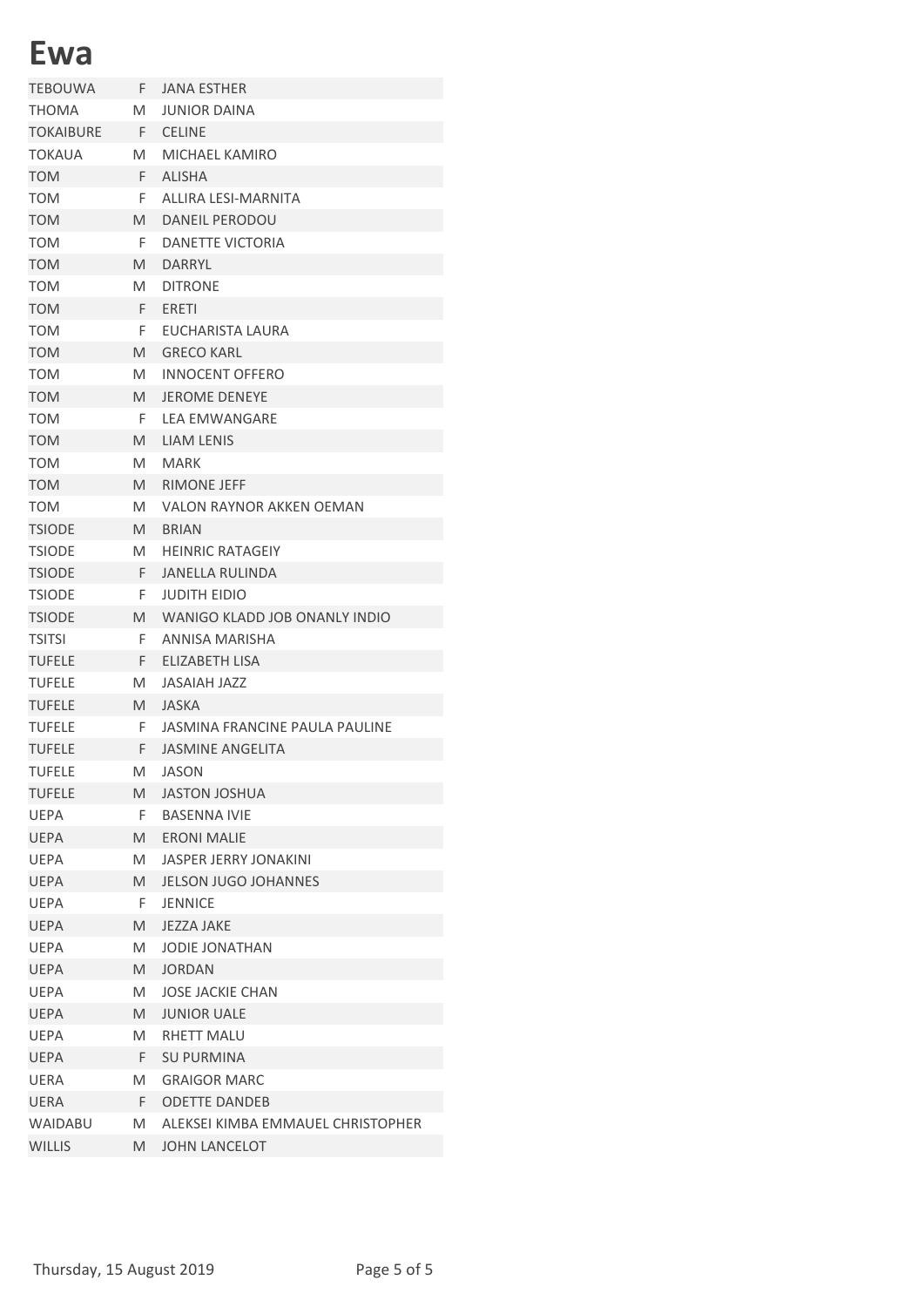# Ewa

| | | |
|---|---|---|
| TEBOUWA | F | JANA ESTHER |
| THOMA | M | JUNIOR DAINA |
| TOKAIBURE | F | CELINE |
| TOKAUA | M | MICHAEL KAMIRO |
| TOM | F | ALISHA |
| TOM | F | ALLIRA LESI-MARNITA |
| TOM | M | DANEIL PERODOU |
| TOM | F | DANETTE VICTORIA |
| TOM | M | DARRYL |
| TOM | M | DITRONE |
| TOM | F | ERETI |
| TOM | F | EUCHARISTA LAURA |
| TOM | M | GRECO KARL |
| TOM | M | INNOCENT OFFERO |
| TOM | M | JEROME DENEYE |
| TOM | F | LEA EMWANGARE |
| TOM | M | LIAM LENIS |
| TOM | M | MARK |
| TOM | M | RIMONE JEFF |
| TOM | M | VALON RAYNOR AKKEN OEMAN |
| TSIODE | M | BRIAN |
| TSIODE | M | HEINRIC RATAGEIY |
| TSIODE | F | JANELLA RULINDA |
| TSIODE | F | JUDITH EIDIO |
| TSIODE | M | WANIGO KLADD JOB ONANLY INDIO |
| TSITSI | F | ANNISA MARISHA |
| TUFELE | F | ELIZABETH LISA |
| TUFELE | M | JASAIAH JAZZ |
| TUFELE | M | JASKA |
| TUFELE | F | JASMINA FRANCINE PAULA PAULINE |
| TUFELE | F | JASMINE ANGELITA |
| TUFELE | M | JASON |
| TUFELE | M | JASTON JOSHUA |
| UEPA | F | BASENNA IVIE |
| UEPA | M | ERONI MALIE |
| UEPA | M | JASPER JERRY JONAKINI |
| UEPA | M | JELSON JUGO JOHANNES |
| UEPA | F | JENNICE |
| UEPA | M | JEZZA JAKE |
| UEPA | M | JODIE JONATHAN |
| UEPA | M | JORDAN |
| UEPA | M | JOSE JACKIE CHAN |
| UEPA | M | JUNIOR UALE |
| UEPA | M | RHETT MALU |
| UEPA | F | SU PURMINA |
| UERA | M | GRAIGOR MARC |
| UERA | F | ODETTE DANDEB |
| WAIDABU | M | ALEKSEI KIMBA EMMAUEL CHRISTOPHER |
| WILLIS | M | JOHN LANCELOT |

Thursday, 15 August 2019